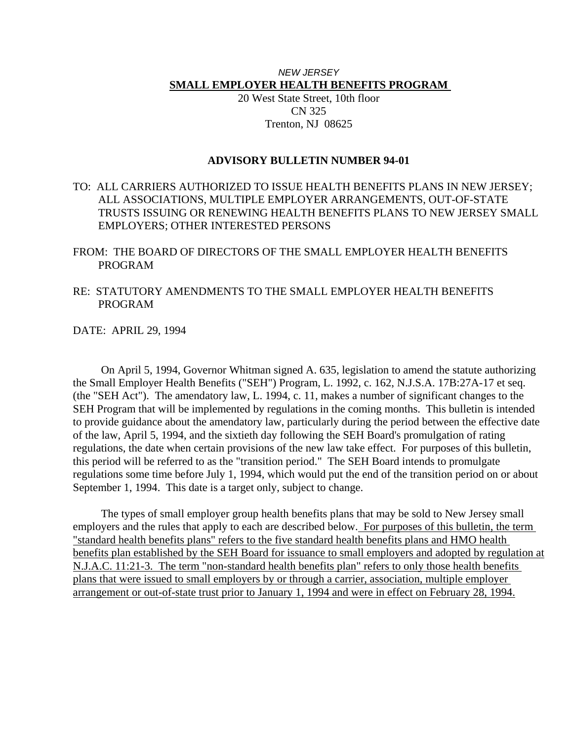*NEW JERSEY*

**SMALL EMPLOYER HEALTH BENEFITS PROGRAM**

20 West State Street, 10th floor
CN 325
Trenton, NJ 08625

**ADVISORY BULLETIN NUMBER 94-01**

TO: ALL CARRIERS AUTHORIZED TO ISSUE HEALTH BENEFITS PLANS IN NEW JERSEY; ALL ASSOCIATIONS, MULTIPLE EMPLOYER ARRANGEMENTS, OUT-OF-STATE TRUSTS ISSUING OR RENEWING HEALTH BENEFITS PLANS TO NEW JERSEY SMALL EMPLOYERS; OTHER INTERESTED PERSONS

FROM: THE BOARD OF DIRECTORS OF THE SMALL EMPLOYER HEALTH BENEFITS PROGRAM

RE: STATUTORY AMENDMENTS TO THE SMALL EMPLOYER HEALTH BENEFITS PROGRAM

DATE: APRIL 29, 1994

On April 5, 1994, Governor Whitman signed A. 635, legislation to amend the statute authorizing the Small Employer Health Benefits ("SEH") Program, L. 1992, c. 162, N.J.S.A. 17B:27A-17 et seq. (the "SEH Act"). The amendatory law, L. 1994, c. 11, makes a number of significant changes to the SEH Program that will be implemented by regulations in the coming months. This bulletin is intended to provide guidance about the amendatory law, particularly during the period between the effective date of the law, April 5, 1994, and the sixtieth day following the SEH Board's promulgation of rating regulations, the date when certain provisions of the new law take effect. For purposes of this bulletin, this period will be referred to as the "transition period." The SEH Board intends to promulgate regulations some time before July 1, 1994, which would put the end of the transition period on or about September 1, 1994. This date is a target only, subject to change.

The types of small employer group health benefits plans that may be sold to New Jersey small employers and the rules that apply to each are described below. For purposes of this bulletin, the term "standard health benefits plans" refers to the five standard health benefits plans and HMO health benefits plan established by the SEH Board for issuance to small employers and adopted by regulation at N.J.A.C. 11:21-3. The term "non-standard health benefits plan" refers to only those health benefits plans that were issued to small employers by or through a carrier, association, multiple employer arrangement or out-of-state trust prior to January 1, 1994 and were in effect on February 28, 1994.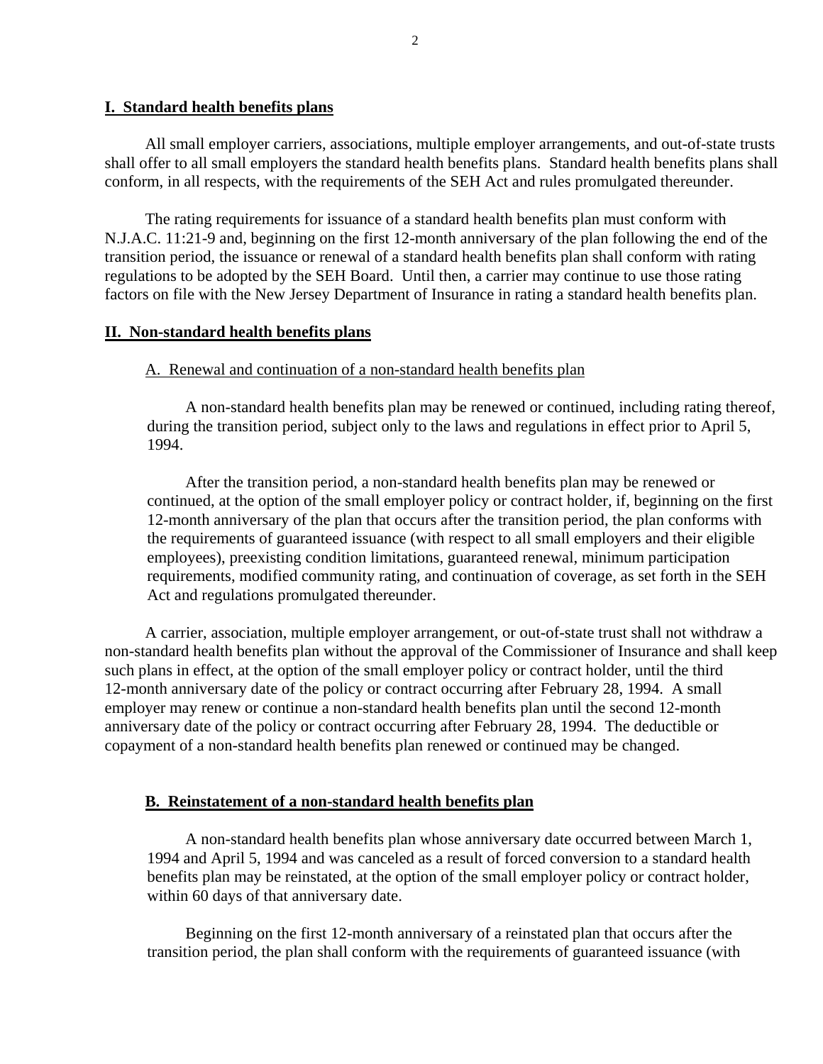## I. Standard health benefits plans

All small employer carriers, associations, multiple employer arrangements, and out-of-state trusts shall offer to all small employers the standard health benefits plans. Standard health benefits plans shall conform, in all respects, with the requirements of the SEH Act and rules promulgated thereunder.

The rating requirements for issuance of a standard health benefits plan must conform with N.J.A.C. 11:21-9 and, beginning on the first 12-month anniversary of the plan following the end of the transition period, the issuance or renewal of a standard health benefits plan shall conform with rating regulations to be adopted by the SEH Board. Until then, a carrier may continue to use those rating factors on file with the New Jersey Department of Insurance in rating a standard health benefits plan.

## II. Non-standard health benefits plans

### A. Renewal and continuation of a non-standard health benefits plan

A non-standard health benefits plan may be renewed or continued, including rating thereof, during the transition period, subject only to the laws and regulations in effect prior to April 5, 1994.

After the transition period, a non-standard health benefits plan may be renewed or continued, at the option of the small employer policy or contract holder, if, beginning on the first 12-month anniversary of the plan that occurs after the transition period, the plan conforms with the requirements of guaranteed issuance (with respect to all small employers and their eligible employees), preexisting condition limitations, guaranteed renewal, minimum participation requirements, modified community rating, and continuation of coverage, as set forth in the SEH Act and regulations promulgated thereunder.

A carrier, association, multiple employer arrangement, or out-of-state trust shall not withdraw a non-standard health benefits plan without the approval of the Commissioner of Insurance and shall keep such plans in effect, at the option of the small employer policy or contract holder, until the third 12-month anniversary date of the policy or contract occurring after February 28, 1994. A small employer may renew or continue a non-standard health benefits plan until the second 12-month anniversary date of the policy or contract occurring after February 28, 1994. The deductible or copayment of a non-standard health benefits plan renewed or continued may be changed.

### B. Reinstatement of a non-standard health benefits plan

A non-standard health benefits plan whose anniversary date occurred between March 1, 1994 and April 5, 1994 and was canceled as a result of forced conversion to a standard health benefits plan may be reinstated, at the option of the small employer policy or contract holder, within 60 days of that anniversary date.

Beginning on the first 12-month anniversary of a reinstated plan that occurs after the transition period, the plan shall conform with the requirements of guaranteed issuance (with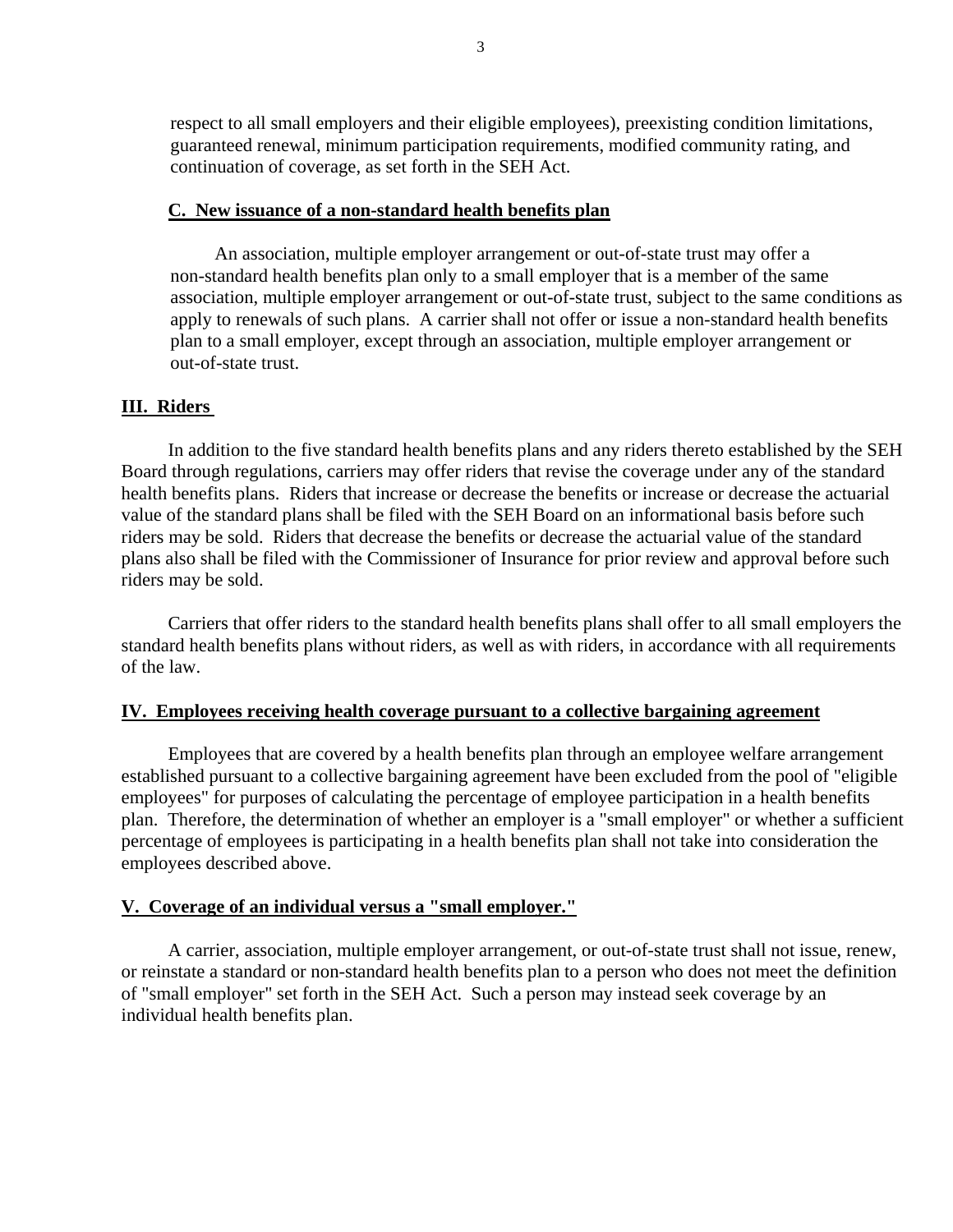respect to all small employers and their eligible employees), preexisting condition limitations, guaranteed renewal, minimum participation requirements, modified community rating, and continuation of coverage, as set forth in the SEH Act.

### C. New issuance of a non-standard health benefits plan

An association, multiple employer arrangement or out-of-state trust may offer a non-standard health benefits plan only to a small employer that is a member of the same association, multiple employer arrangement or out-of-state trust, subject to the same conditions as apply to renewals of such plans. A carrier shall not offer or issue a non-standard health benefits plan to a small employer, except through an association, multiple employer arrangement or out-of-state trust.

## III. Riders

In addition to the five standard health benefits plans and any riders thereto established by the SEH Board through regulations, carriers may offer riders that revise the coverage under any of the standard health benefits plans. Riders that increase or decrease the benefits or increase or decrease the actuarial value of the standard plans shall be filed with the SEH Board on an informational basis before such riders may be sold. Riders that decrease the benefits or decrease the actuarial value of the standard plans also shall be filed with the Commissioner of Insurance for prior review and approval before such riders may be sold.

Carriers that offer riders to the standard health benefits plans shall offer to all small employers the standard health benefits plans without riders, as well as with riders, in accordance with all requirements of the law.

## IV. Employees receiving health coverage pursuant to a collective bargaining agreement

Employees that are covered by a health benefits plan through an employee welfare arrangement established pursuant to a collective bargaining agreement have been excluded from the pool of "eligible employees" for purposes of calculating the percentage of employee participation in a health benefits plan. Therefore, the determination of whether an employer is a "small employer" or whether a sufficient percentage of employees is participating in a health benefits plan shall not take into consideration the employees described above.

## V. Coverage of an individual versus a "small employer."

A carrier, association, multiple employer arrangement, or out-of-state trust shall not issue, renew, or reinstate a standard or non-standard health benefits plan to a person who does not meet the definition of "small employer" set forth in the SEH Act. Such a person may instead seek coverage by an individual health benefits plan.